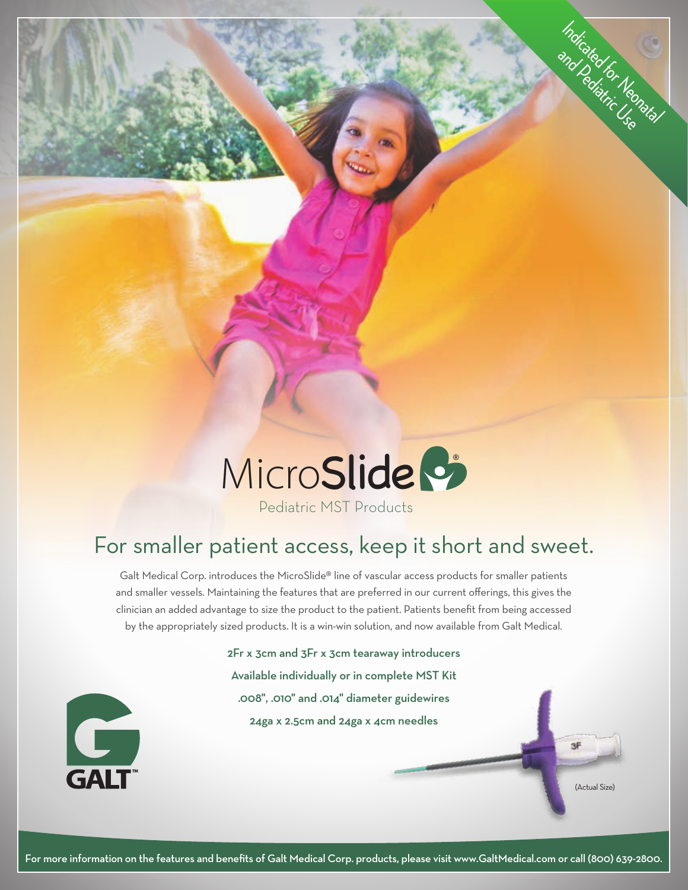Indicated for Neonatal and Pediatric Use

# MicroSlide®

Pediatric MST Products

## For smaller patient access, keep it short and sweet.

Galt Medical Corp. introduces the MicroSlide® line of vascular access products for smaller patients and smaller vessels. Maintaining the features that are preferred in our current offerings, this gives the clinician an added advantage to size the product to the patient. Patients benefit from being accessed by the appropriately sized products. It is a win-win solution, and now available from Galt Medical.

**2Fr x 3cm and 3Fr x 3cm tearaway introducers**

**Available individually or in complete MST Kit**

**.008", .010" and .014" diameter guidewires**

**24ga x 2.5cm and 24ga x 4cm needles**

GALT™

(Actual Size)

**For more information on the features and benefits of Galt Medical Corp. products, please visit www.GaltMedical.com or call (800) 639-2800.**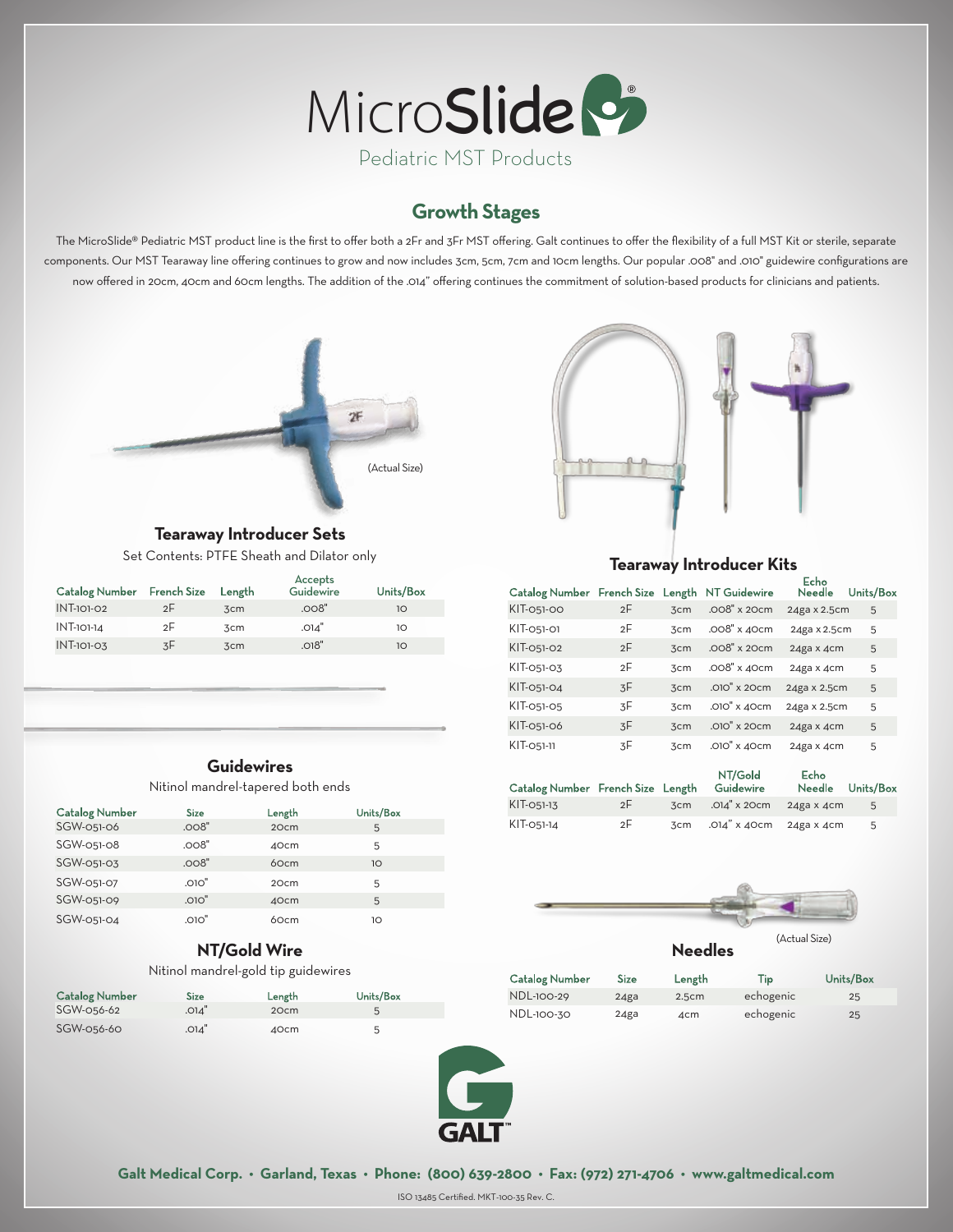# MicroSlide®

Pediatric MST Products

## Growth Stages

The MicroSlide® Pediatric MST product line is the first to offer both a 2Fr and 3Fr MST offering. Galt continues to offer the flexibility of a full MST Kit or sterile, separate components. Our MST Tearaway line offering continues to grow and now includes 3cm, 5cm, 7cm and 10cm lengths. Our popular .008" and .010" guidewire configurations are now offered in 20cm, 40cm and 60cm lengths. The addition of the .014" offering continues the commitment of solution-based products for clinicians and patients.

(Actual Size)

### Tearaway Introducer Sets

Set Contents: PTFE Sheath and Dilator only

| Catalog Number | French Size | Length | Accepts Guidewire | Units/Box |
|---|---|---|---|---|
| INT-101-02 | 2F | 3cm | .008" | 10 |
| INT-101-14 | 2F | 3cm | .014" | 10 |
| INT-101-03 | 3F | 3cm | .018" | 10 |

### Tearaway Introducer Kits

| Catalog Number | French Size | Length | NT Guidewire | Echo Needle | Units/Box |
|---|---|---|---|---|---|
| KIT-051-00 | 2F | 3cm | .008" x 20cm | 24ga x 2.5cm | 5 |
| KIT-051-01 | 2F | 3cm | .008" x 40cm | 24ga x 2.5cm | 5 |
| KIT-051-02 | 2F | 3cm | .008" x 20cm | 24ga x 4cm | 5 |
| KIT-051-03 | 2F | 3cm | .008" x 40cm | 24ga x 4cm | 5 |
| KIT-051-04 | 3F | 3cm | .010" x 20cm | 24ga x 2.5cm | 5 |
| KIT-051-05 | 3F | 3cm | .010" x 40cm | 24ga x 2.5cm | 5 |
| KIT-051-06 | 3F | 3cm | .010" x 20cm | 24ga x 4cm | 5 |
| KIT-051-11 | 3F | 3cm | .010" x 40cm | 24ga x 4cm | 5 |

| Catalog Number | French Size | Length | NT/Gold Guidewire | Echo Needle | Units/Box |
|---|---|---|---|---|---|
| KIT-051-13 | 2F | 3cm | .014" x 20cm | 24ga x 4cm | 5 |
| KIT-051-14 | 2F | 3cm | .014" x 40cm | 24ga x 4cm | 5 |

### Guidewires

Nitinol mandrel-tapered both ends

| Catalog Number | Size | Length | Units/Box |
|---|---|---|---|
| SGW-051-06 | .008" | 20cm | 5 |
| SGW-051-08 | .008" | 40cm | 5 |
| SGW-051-03 | .008" | 60cm | 10 |
| SGW-051-07 | .010" | 20cm | 5 |
| SGW-051-09 | .010" | 40cm | 5 |
| SGW-051-04 | .010" | 60cm | 10 |

### NT/Gold Wire

Nitinol mandrel-gold tip guidewires

| Catalog Number | Size | Length | Units/Box |
|---|---|---|---|
| SGW-056-62 | .014" | 20cm | 5 |
| SGW-056-60 | .014" | 40cm | 5 |

(Actual Size)

### Needles

| Catalog Number | Size | Length | Tip | Units/Box |
|---|---|---|---|---|
| NDL-100-29 | 24ga | 2.5cm | echogenic | 25 |
| NDL-100-30 | 24ga | 4cm | echogenic | 25 |

GALT™

**Galt Medical Corp. • Garland, Texas • Phone: (800) 639-2800 • Fax: (972) 271-4706 • www.galtmedical.com**

ISO 13485 Certified. MKT-100-35 Rev. C.